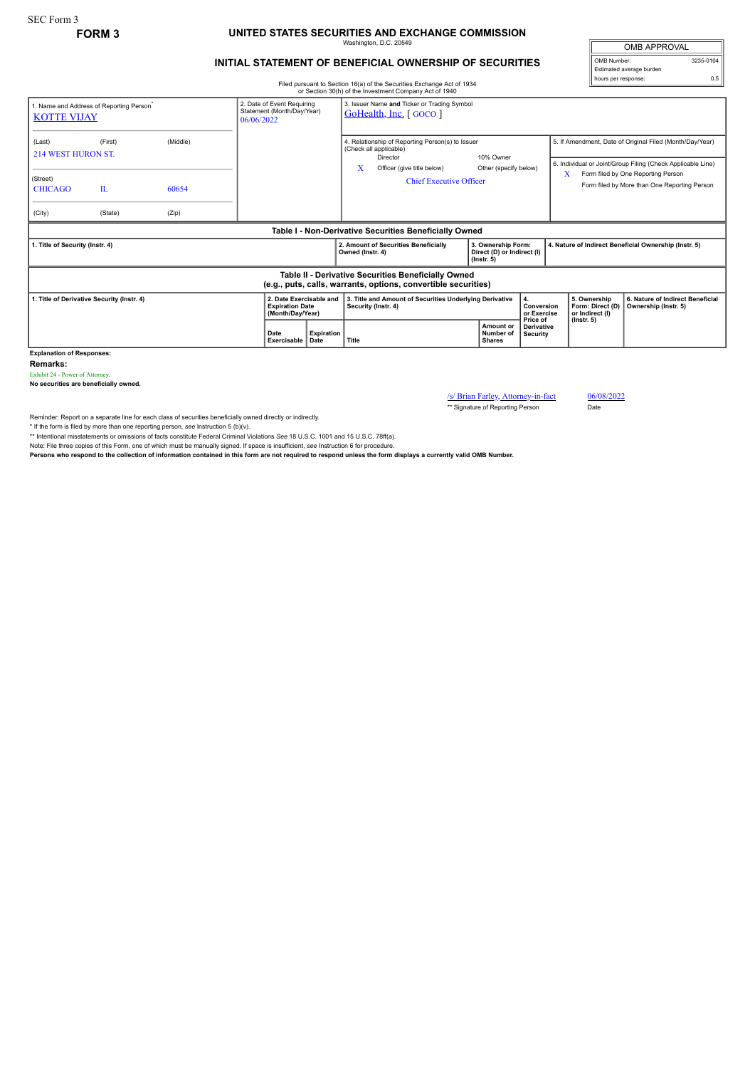SEC Form 3

**FORM 3**

# UNITED STATES SECURITIES AND EXCHANGE COMMISSION

Washington, D.C. 20549

## INITIAL STATEMENT OF BENEFICIAL OWNERSHIP OF SECURITIES

Filed pursuant to Section 16(a) of the Securities Exchange Act of 1934 or Section 30(h) of the Investment Company Act of 1940

| OMB APPROVAL | |
|---|---|
| OMB Number: | 3235-0104 |
| Estimated average burden | |
| hours per response: | 0.5 |

| 1. Name and Address of Reporting Person* | 2. Date of Event Requiring Statement (Month/Day/Year) | 3. Issuer Name and Ticker or Trading Symbol |
|---|---|---|
| KOTTE VIJAY | 06/06/2022 | GoHealth, Inc. [ GOCO ] |
| (Last) (First) (Middle) 214 WEST HURON ST. | | 4. Relationship of Reporting Person(s) to Issuer (Check all applicable): Director; 10% Owner; X Officer (give title below); Other (specify below) — Chief Executive Officer |
| (Street) CHICAGO IL 60654 | | 5. If Amendment, Date of Original Filed (Month/Day/Year) |
| (City) (State) (Zip) | | 6. Individual or Joint/Group Filing (Check Applicable Line): X Form filed by One Reporting Person; Form filed by More than One Reporting Person |

**Table I - Non-Derivative Securities Beneficially Owned**

| 1. Title of Security (Instr. 4) | 2. Amount of Securities Beneficially Owned (Instr. 4) | 3. Ownership Form: Direct (D) or Indirect (I) (Instr. 5) | 4. Nature of Indirect Beneficial Ownership (Instr. 5) |
|---|---|---|---|

**Table II - Derivative Securities Beneficially Owned (e.g., puts, calls, warrants, options, convertible securities)**

| 1. Title of Derivative Security (Instr. 4) | 2. Date Exercisable and Expiration Date (Month/Day/Year) | | 3. Title and Amount of Securities Underlying Derivative Security (Instr. 4) | | 4. Conversion or Exercise Price of Derivative Security | 5. Ownership Form: Direct (D) or Indirect (I) (Instr. 5) | 6. Nature of Indirect Beneficial Ownership (Instr. 5) |
|---|---|---|---|---|---|---|---|
| | Date Exercisable | Expiration Date | Title | Amount or Number of Shares | | | |

**Explanation of Responses:**

**Remarks:**

Exhibit 24 - Power of Attorney.

**No securities are beneficially owned.**

| /s/ Brian Farley, Attorney-in-fact | 06/08/2022 |
|---|---|
| ** Signature of Reporting Person | Date |

Reminder: Report on a separate line for each class of securities beneficially owned directly or indirectly.

\* If the form is filed by more than one reporting person, *see* Instruction 5 (b)(v).

\*\* Intentional misstatements or omissions of facts constitute Federal Criminal Violations *See* 18 U.S.C. 1001 and 15 U.S.C. 78ff(a).

Note: File three copies of this Form, one of which must be manually signed. If space is insufficient, *see* Instruction 6 for procedure.

**Persons who respond to the collection of information contained in this form are not required to respond unless the form displays a currently valid OMB Number.**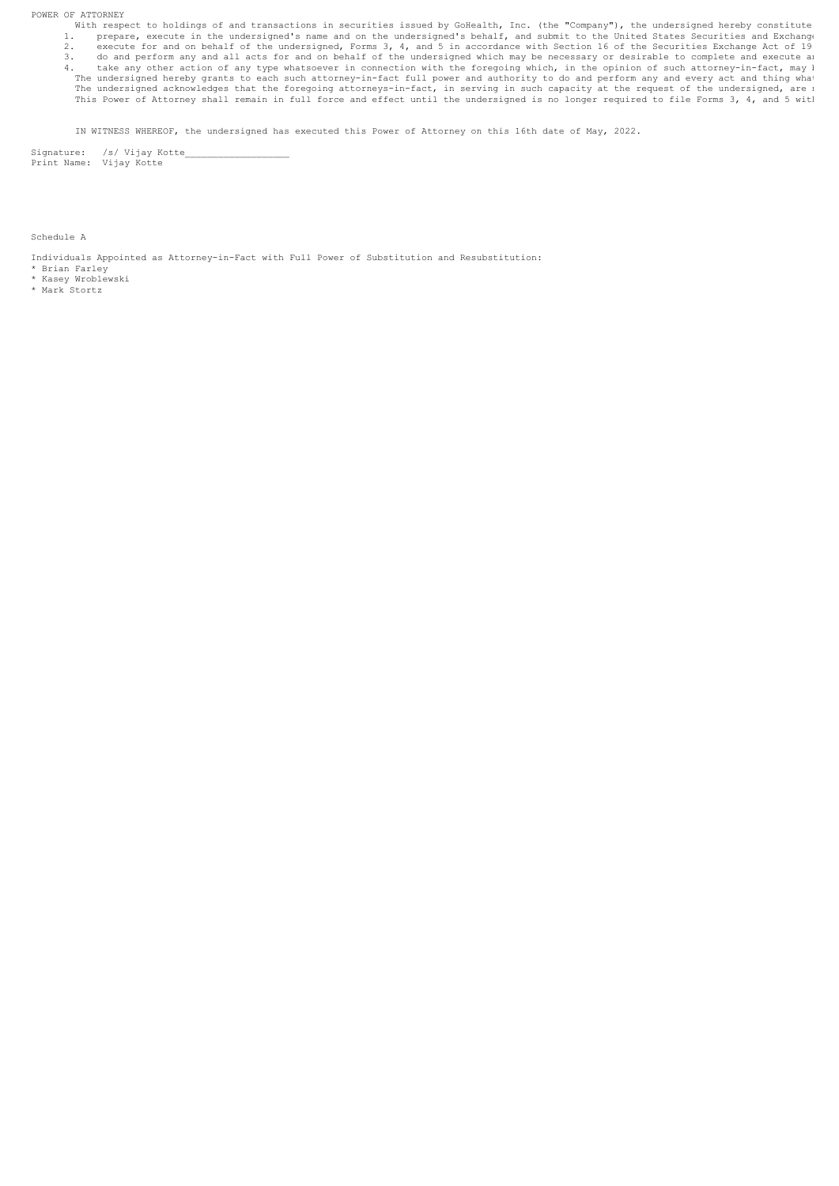POWER OF ATTORNEY

With respect to holdings of and transactions in securities issued by GoHealth, Inc. (the "Company"), the undersigned hereby constitute

1. prepare, execute in the undersigned's name and on the undersigned's behalf, and submit to the United States Securities and Exchang
2. execute for and on behalf of the undersigned, Forms 3, 4, and 5 in accordance with Section 16 of the Securities Exchange Act of 19
3. do and perform any and all acts for and on behalf of the undersigned which may be necessary or desirable to complete and execute a
4. take any other action of any type whatsoever in connection with the foregoing which, in the opinion of such attorney-in-fact, may l

The undersigned hereby grants to each such attorney-in-fact full power and authority to do and perform any and every act and thing wha

The undersigned acknowledges that the foregoing attorneys-in-fact, in serving in such capacity at the request of the undersigned, are

This Power of Attorney shall remain in full force and effect until the undersigned is no longer required to file Forms 3, 4, and 5 wit

IN WITNESS WHEREOF, the undersigned has executed this Power of Attorney on this 16th date of May, 2022.

Signature: /s/ Vijay Kotte__________________

Print Name: Vijay Kotte

Schedule A

Individuals Appointed as Attorney-in-Fact with Full Power of Substitution and Resubstitution:

* Brian Farley
* Kasey Wroblewski
* Mark Stortz